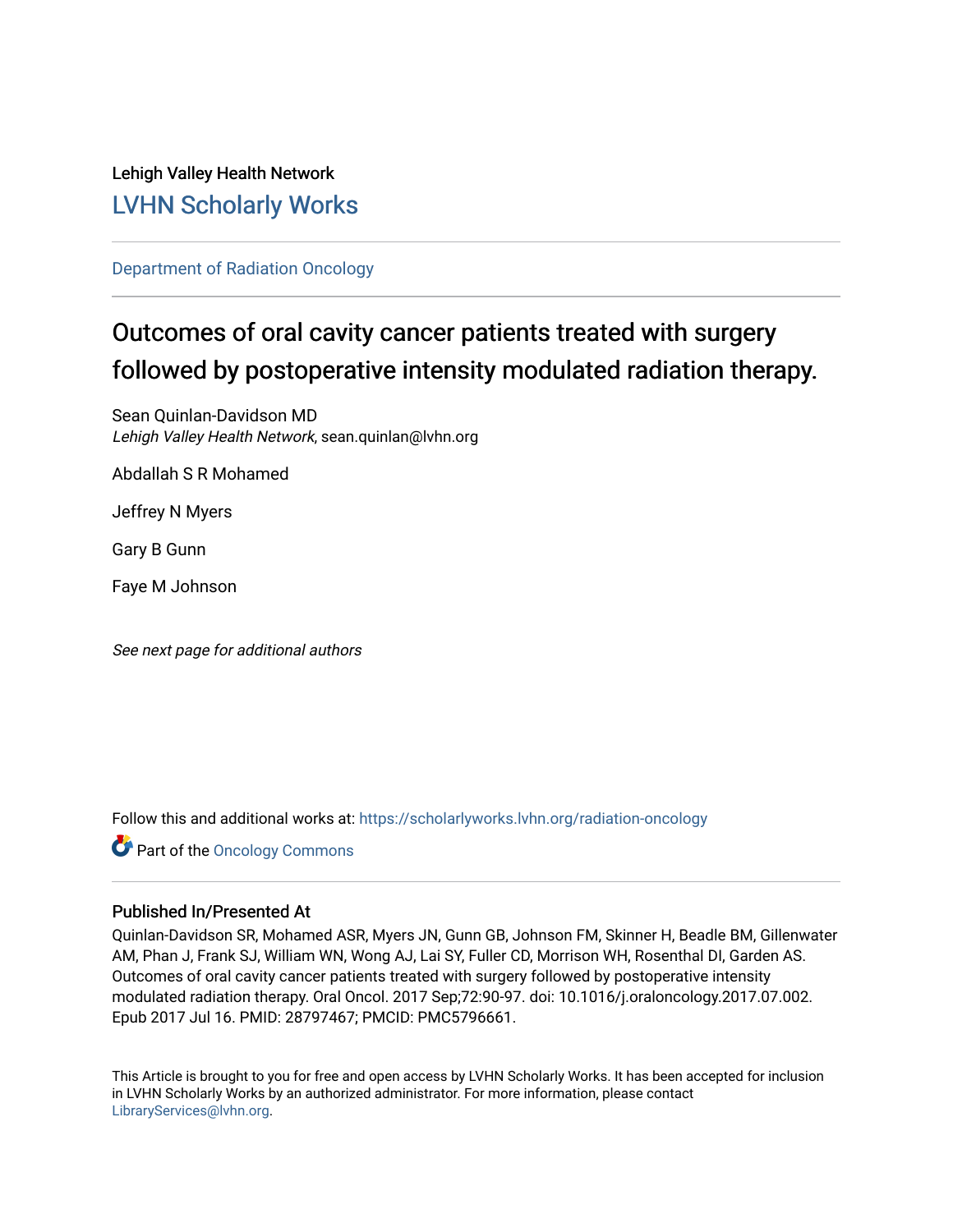Lehigh Valley Health Network

# LVHN Scholarly Works

Department of Radiation Oncology

## Outcomes of oral cavity cancer patients treated with surgery followed by postoperative intensity modulated radiation therapy.

Sean Quinlan-Davidson MD
*Lehigh Valley Health Network*, sean.quinlan@lvhn.org

Abdallah S R Mohamed

Jeffrey N Myers

Gary B Gunn

Faye M Johnson

*See next page for additional authors*

Follow this and additional works at: https://scholarlyworks.lvhn.org/radiation-oncology

Part of the Oncology Commons

### Published In/Presented At

Quinlan-Davidson SR, Mohamed ASR, Myers JN, Gunn GB, Johnson FM, Skinner H, Beadle BM, Gillenwater AM, Phan J, Frank SJ, William WN, Wong AJ, Lai SY, Fuller CD, Morrison WH, Rosenthal DI, Garden AS. Outcomes of oral cavity cancer patients treated with surgery followed by postoperative intensity modulated radiation therapy. Oral Oncol. 2017 Sep;72:90-97. doi: 10.1016/j.oraloncology.2017.07.002. Epub 2017 Jul 16. PMID: 28797467; PMCID: PMC5796661.

This Article is brought to you for free and open access by LVHN Scholarly Works. It has been accepted for inclusion in LVHN Scholarly Works by an authorized administrator. For more information, please contact LibraryServices@lvhn.org.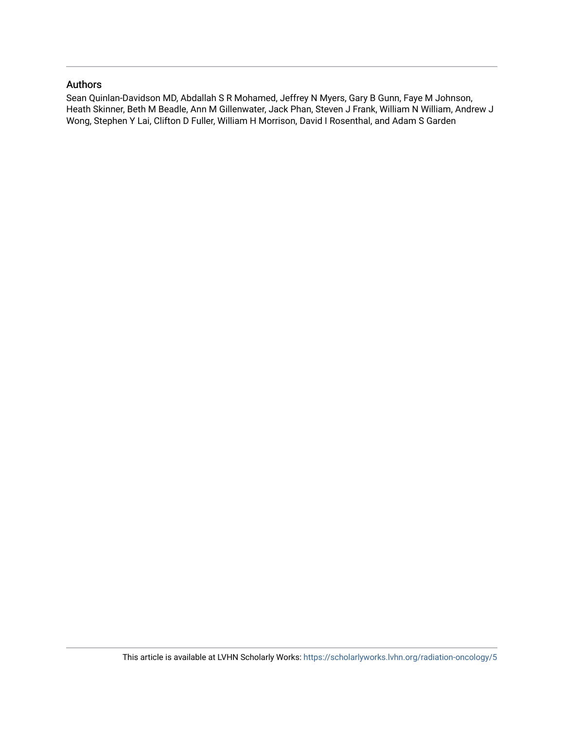## Authors

Sean Quinlan-Davidson MD, Abdallah S R Mohamed, Jeffrey N Myers, Gary B Gunn, Faye M Johnson, Heath Skinner, Beth M Beadle, Ann M Gillenwater, Jack Phan, Steven J Frank, William N William, Andrew J Wong, Stephen Y Lai, Clifton D Fuller, William H Morrison, David I Rosenthal, and Adam S Garden

This article is available at LVHN Scholarly Works: https://scholarlyworks.lvhn.org/radiation-oncology/5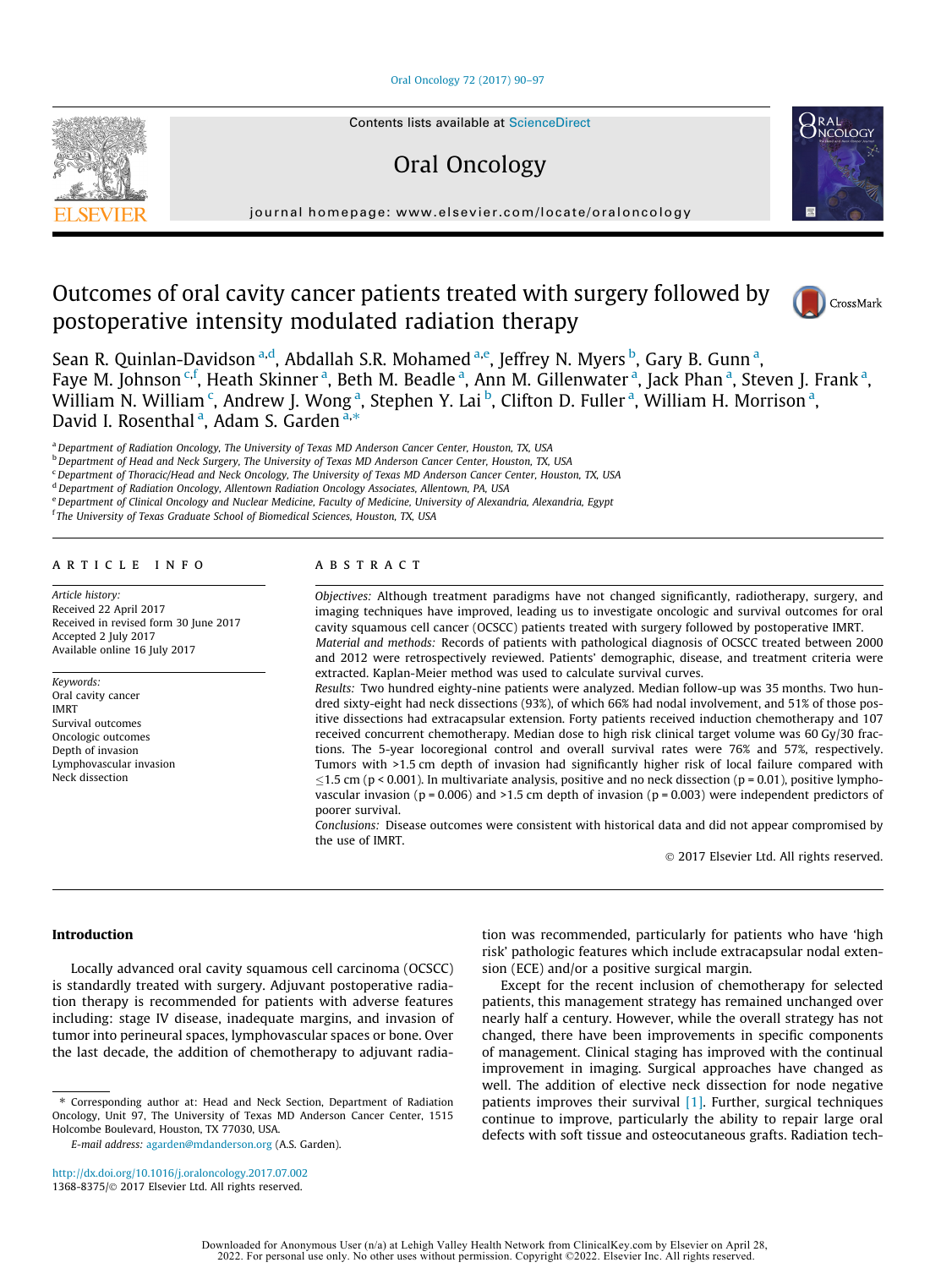# Outcomes of oral cavity cancer patients treated with surgery followed by postoperative intensity modulated radiation therapy

Sean R. Quinlan-Davidson [a,d], Abdallah S.R. Mohamed [a,e], Jeffrey N. Myers [b], Gary B. Gunn [a], Faye M. Johnson [c,f], Heath Skinner [a], Beth M. Beadle [a], Ann M. Gillenwater [a], Jack Phan [a], Steven J. Frank [a], William N. William [c], Andrew J. Wong [a], Stephen Y. Lai [b], Clifton D. Fuller [a], William H. Morrison [a], David I. Rosenthal [a], Adam S. Garden [a,*]

[a] Department of Radiation Oncology, The University of Texas MD Anderson Cancer Center, Houston, TX, USA
[b] Department of Head and Neck Surgery, The University of Texas MD Anderson Cancer Center, Houston, TX, USA
[c] Department of Thoracic/Head and Neck Oncology, The University of Texas MD Anderson Cancer Center, Houston, TX, USA
[d] Department of Radiation Oncology, Allentown Radiation Oncology Associates, Allentown, PA, USA
[e] Department of Clinical Oncology and Nuclear Medicine, Faculty of Medicine, University of Alexandria, Alexandria, Egypt
[f] The University of Texas Graduate School of Biomedical Sciences, Houston, TX, USA

## ARTICLE INFO

*Article history:*
Received 22 April 2017
Received in revised form 30 June 2017
Accepted 2 July 2017
Available online 16 July 2017

*Keywords:*
Oral cavity cancer
IMRT
Survival outcomes
Oncologic outcomes
Depth of invasion
Lymphovascular invasion
Neck dissection

## ABSTRACT

*Objectives:* Although treatment paradigms have not changed significantly, radiotherapy, surgery, and imaging techniques have improved, leading us to investigate oncologic and survival outcomes for oral cavity squamous cell cancer (OCSCC) patients treated with surgery followed by postoperative IMRT.

*Material and methods:* Records of patients with pathological diagnosis of OCSCC treated between 2000 and 2012 were retrospectively reviewed. Patients' demographic, disease, and treatment criteria were extracted. Kaplan-Meier method was used to calculate survival curves.

*Results:* Two hundred eighty-nine patients were analyzed. Median follow-up was 35 months. Two hundred sixty-eight had neck dissections (93%), of which 66% had nodal involvement, and 51% of those positive dissections had extracapsular extension. Forty patients received induction chemotherapy and 107 received concurrent chemotherapy. Median dose to high risk clinical target volume was 60 Gy/30 fractions. The 5-year locoregional control and overall survival rates were 76% and 57%, respectively. Tumors with >1.5 cm depth of invasion had significantly higher risk of local failure compared with ≤1.5 cm ($p < 0.001$). In multivariate analysis, positive and no neck dissection ($p = 0.01$), positive lymphovascular invasion ($p = 0.006$) and >1.5 cm depth of invasion ($p = 0.003$) were independent predictors of poorer survival.

*Conclusions:* Disease outcomes were consistent with historical data and did not appear compromised by the use of IMRT.

© 2017 Elsevier Ltd. All rights reserved.

## Introduction

Locally advanced oral cavity squamous cell carcinoma (OCSCC) is standardly treated with surgery. Adjuvant postoperative radiation therapy is recommended for patients with adverse features including: stage IV disease, inadequate margins, and invasion of tumor into perineural spaces, lymphovascular spaces or bone. Over the last decade, the addition of chemotherapy to adjuvant radiation was recommended, particularly for patients who have 'high risk' pathologic features which include extracapsular nodal extension (ECE) and/or a positive surgical margin.

Except for the recent inclusion of chemotherapy for selected patients, this management strategy has remained unchanged over nearly half a century. However, while the overall strategy has not changed, there have been improvements in specific components of management. Clinical staging has improved with the continual improvement in imaging. Surgical approaches have changed as well. The addition of elective neck dissection for node negative patients improves their survival [1]. Further, surgical techniques continue to improve, particularly the ability to repair large oral defects with soft tissue and osteocutaneous grafts. Radiation tech-

\* Corresponding author at: Head and Neck Section, Department of Radiation Oncology, Unit 97, The University of Texas MD Anderson Cancer Center, 1515 Holcombe Boulevard, Houston, TX 77030, USA.

*E-mail address:* agarden@mdanderson.org (A.S. Garden).

http://dx.doi.org/10.1016/j.oraloncology.2017.07.002
1368-8375/© 2017 Elsevier Ltd. All rights reserved.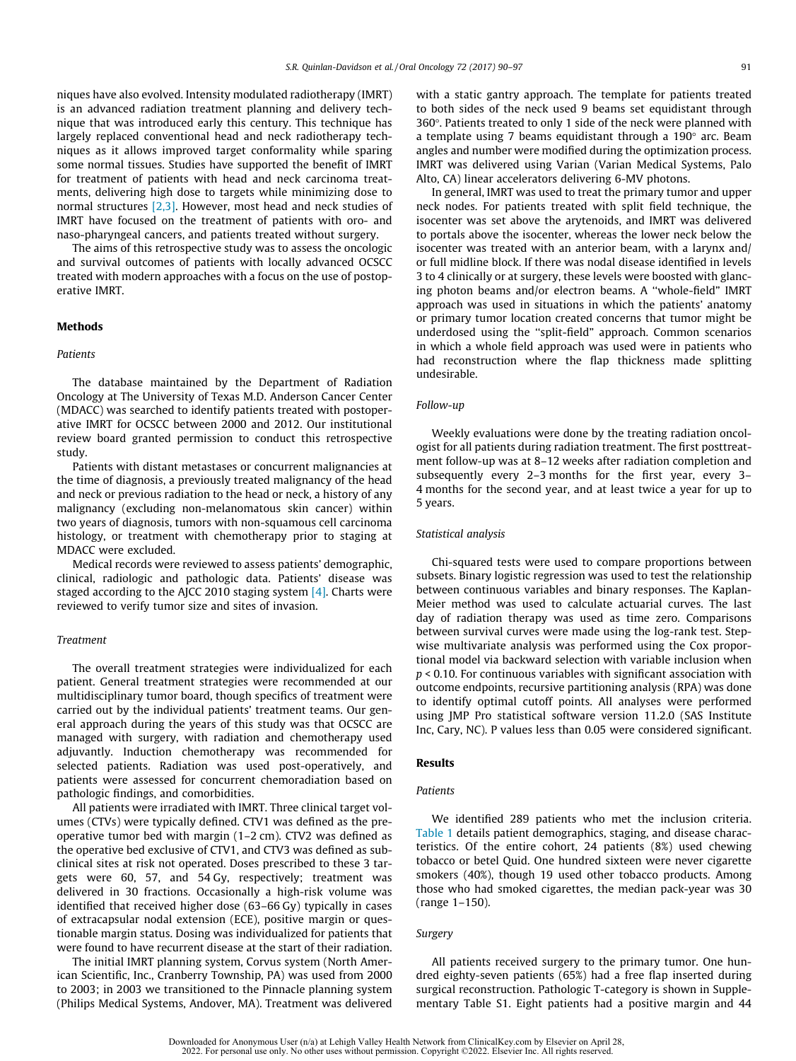niques have also evolved. Intensity modulated radiotherapy (IMRT) is an advanced radiation treatment planning and delivery technique that was introduced early this century. This technique has largely replaced conventional head and neck radiotherapy techniques as it allows improved target conformality while sparing some normal tissues. Studies have supported the benefit of IMRT for treatment of patients with head and neck carcinoma treatments, delivering high dose to targets while minimizing dose to normal structures [2,3]. However, most head and neck studies of IMRT have focused on the treatment of patients with oro- and naso-pharyngeal cancers, and patients treated without surgery.

The aims of this retrospective study was to assess the oncologic and survival outcomes of patients with locally advanced OCSCC treated with modern approaches with a focus on the use of postoperative IMRT.

## Methods

### *Patients*

The database maintained by the Department of Radiation Oncology at The University of Texas M.D. Anderson Cancer Center (MDACC) was searched to identify patients treated with postoperative IMRT for OCSCC between 2000 and 2012. Our institutional review board granted permission to conduct this retrospective study.

Patients with distant metastases or concurrent malignancies at the time of diagnosis, a previously treated malignancy of the head and neck or previous radiation to the head or neck, a history of any malignancy (excluding non-melanomatous skin cancer) within two years of diagnosis, tumors with non-squamous cell carcinoma histology, or treatment with chemotherapy prior to staging at MDACC were excluded.

Medical records were reviewed to assess patients' demographic, clinical, radiologic and pathologic data. Patients' disease was staged according to the AJCC 2010 staging system [4]. Charts were reviewed to verify tumor size and sites of invasion.

### *Treatment*

The overall treatment strategies were individualized for each patient. General treatment strategies were recommended at our multidisciplinary tumor board, though specifics of treatment were carried out by the individual patients' treatment teams. Our general approach during the years of this study was that OCSCC are managed with surgery, with radiation and chemotherapy used adjuvantly. Induction chemotherapy was recommended for selected patients. Radiation was used post-operatively, and patients were assessed for concurrent chemoradiation based on pathologic findings, and comorbidities.

All patients were irradiated with IMRT. Three clinical target volumes (CTVs) were typically defined. CTV1 was defined as the preoperative tumor bed with margin (1–2 cm). CTV2 was defined as the operative bed exclusive of CTV1, and CTV3 was defined as subclinical sites at risk not operated. Doses prescribed to these 3 targets were 60, 57, and 54 Gy, respectively; treatment was delivered in 30 fractions. Occasionally a high-risk volume was identified that received higher dose (63–66 Gy) typically in cases of extracapsular nodal extension (ECE), positive margin or questionable margin status. Dosing was individualized for patients that were found to have recurrent disease at the start of their radiation.

The initial IMRT planning system, Corvus system (North American Scientific, Inc., Cranberry Township, PA) was used from 2000 to 2003; in 2003 we transitioned to the Pinnacle planning system (Philips Medical Systems, Andover, MA). Treatment was delivered with a static gantry approach. The template for patients treated to both sides of the neck used 9 beams set equidistant through 360°. Patients treated to only 1 side of the neck were planned with a template using 7 beams equidistant through a 190° arc. Beam angles and number were modified during the optimization process. IMRT was delivered using Varian (Varian Medical Systems, Palo Alto, CA) linear accelerators delivering 6-MV photons.

In general, IMRT was used to treat the primary tumor and upper neck nodes. For patients treated with split field technique, the isocenter was set above the arytenoids, and IMRT was delivered to portals above the isocenter, whereas the lower neck below the isocenter was treated with an anterior beam, with a larynx and/or full midline block. If there was nodal disease identified in levels 3 to 4 clinically or at surgery, these levels were boosted with glancing photon beams and/or electron beams. A "whole-field" IMRT approach was used in situations in which the patients' anatomy or primary tumor location created concerns that tumor might be underdosed using the "split-field" approach. Common scenarios in which a whole field approach was used were in patients who had reconstruction where the flap thickness made splitting undesirable.

### *Follow-up*

Weekly evaluations were done by the treating radiation oncologist for all patients during radiation treatment. The first posttreatment follow-up was at 8–12 weeks after radiation completion and subsequently every 2–3 months for the first year, every 3–4 months for the second year, and at least twice a year for up to 5 years.

### *Statistical analysis*

Chi-squared tests were used to compare proportions between subsets. Binary logistic regression was used to test the relationship between continuous variables and binary responses. The Kaplan-Meier method was used to calculate actuarial curves. The last day of radiation therapy was used as time zero. Comparisons between survival curves were made using the log-rank test. Stepwise multivariate analysis was performed using the Cox proportional model via backward selection with variable inclusion when $p < 0.10$. For continuous variables with significant association with outcome endpoints, recursive partitioning analysis (RPA) was done to identify optimal cutoff points. All analyses were performed using JMP Pro statistical software version 11.2.0 (SAS Institute Inc, Cary, NC). P values less than 0.05 were considered significant.

## Results

### *Patients*

We identified 289 patients who met the inclusion criteria. Table 1 details patient demographics, staging, and disease characteristics. Of the entire cohort, 24 patients (8%) used chewing tobacco or betel Quid. One hundred sixteen were never cigarette smokers (40%), though 19 used other tobacco products. Among those who had smoked cigarettes, the median pack-year was 30 (range 1–150).

### *Surgery*

All patients received surgery to the primary tumor. One hundred eighty-seven patients (65%) had a free flap inserted during surgical reconstruction. Pathologic T-category is shown in Supplementary Table S1. Eight patients had a positive margin and 44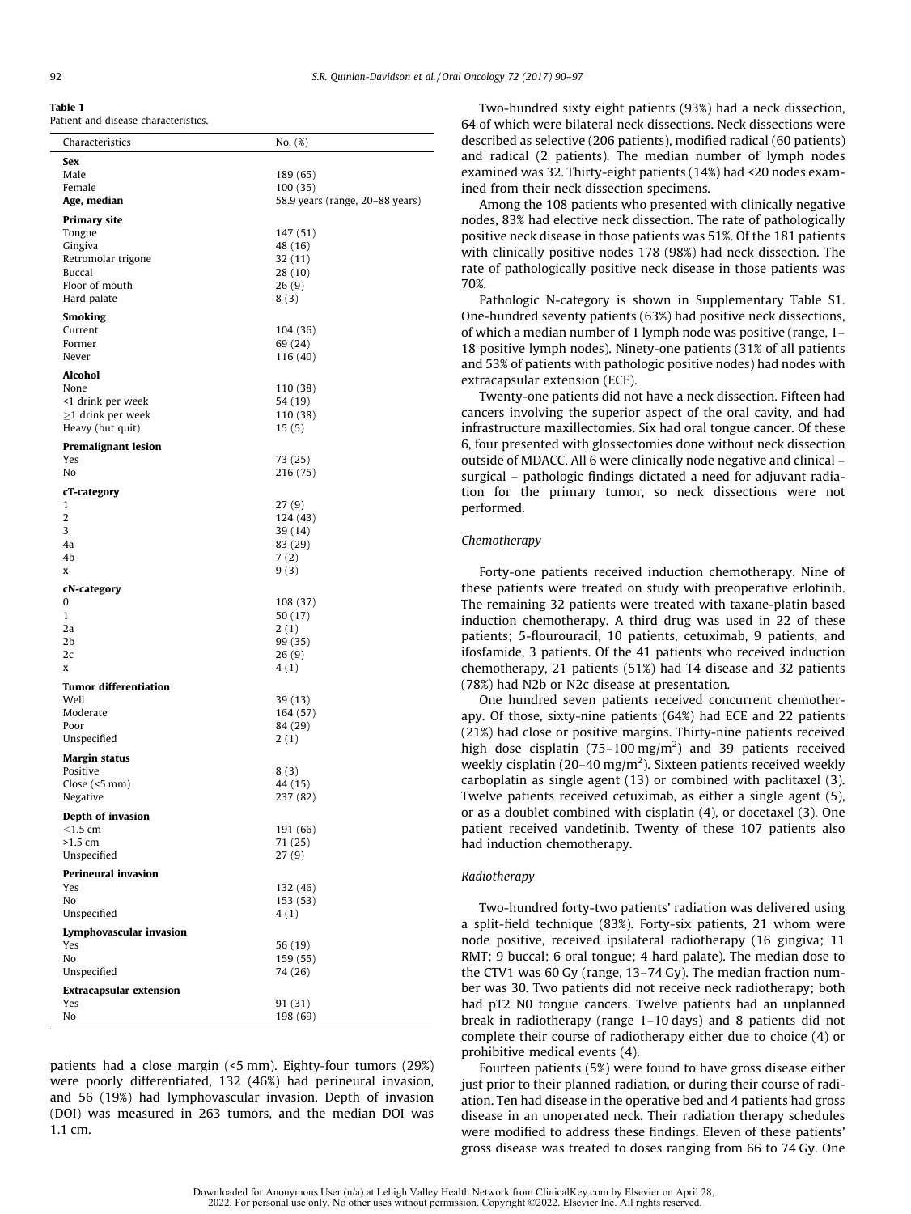**Table 1**
Patient and disease characteristics.

| Characteristics | No. (%) |
|---|---|
| **Sex** | |
| Male | 189 (65) |
| Female | 100 (35) |
| **Age, median** | 58.9 years (range, 20–88 years) |
| **Primary site** | |
| Tongue | 147 (51) |
| Gingiva | 48 (16) |
| Retromolar trigone | 32 (11) |
| Buccal | 28 (10) |
| Floor of mouth | 26 (9) |
| Hard palate | 8 (3) |
| **Smoking** | |
| Current | 104 (36) |
| Former | 69 (24) |
| Never | 116 (40) |
| **Alcohol** | |
| None | 110 (38) |
| <1 drink per week | 54 (19) |
| ≥1 drink per week | 110 (38) |
| Heavy (but quit) | 15 (5) |
| **Premalignant lesion** | |
| Yes | 73 (25) |
| No | 216 (75) |
| **cT-category** | |
| 1 | 27 (9) |
| 2 | 124 (43) |
| 3 | 39 (14) |
| 4a | 83 (29) |
| 4b | 7 (2) |
| x | 9 (3) |
| **cN-category** | |
| 0 | 108 (37) |
| 1 | 50 (17) |
| 2a | 2 (1) |
| 2b | 99 (35) |
| 2c | 26 (9) |
| x | 4 (1) |
| **Tumor differentiation** | |
| Well | 39 (13) |
| Moderate | 164 (57) |
| Poor | 84 (29) |
| Unspecified | 2 (1) |
| **Margin status** | |
| Positive | 8 (3) |
| Close (<5 mm) | 44 (15) |
| Negative | 237 (82) |
| **Depth of invasion** | |
| ≤1.5 cm | 191 (66) |
| >1.5 cm | 71 (25) |
| Unspecified | 27 (9) |
| **Perineural invasion** | |
| Yes | 132 (46) |
| No | 153 (53) |
| Unspecified | 4 (1) |
| **Lymphovascular invasion** | |
| Yes | 56 (19) |
| No | 159 (55) |
| Unspecified | 74 (26) |
| **Extracapsular extension** | |
| Yes | 91 (31) |
| No | 198 (69) |

patients had a close margin (<5 mm). Eighty-four tumors (29%) were poorly differentiated, 132 (46%) had perineural invasion, and 56 (19%) had lymphovascular invasion. Depth of invasion (DOI) was measured in 263 tumors, and the median DOI was 1.1 cm.

Two-hundred sixty eight patients (93%) had a neck dissection, 64 of which were bilateral neck dissections. Neck dissections were described as selective (206 patients), modified radical (60 patients) and radical (2 patients). The median number of lymph nodes examined was 32. Thirty-eight patients (14%) had <20 nodes examined from their neck dissection specimens.

Among the 108 patients who presented with clinically negative nodes, 83% had elective neck dissection. The rate of pathologically positive neck disease in those patients was 51%. Of the 181 patients with clinically positive nodes 178 (98%) had neck dissection. The rate of pathologically positive neck disease in those patients was 70%.

Pathologic N-category is shown in Supplementary Table S1. One-hundred seventy patients (63%) had positive neck dissections, of which a median number of 1 lymph node was positive (range, 1–18 positive lymph nodes). Ninety-one patients (31% of all patients and 53% of patients with pathologic positive nodes) had nodes with extracapsular extension (ECE).

Twenty-one patients did not have a neck dissection. Fifteen had cancers involving the superior aspect of the oral cavity, and had infrastructure maxillectomies. Six had oral tongue cancer. Of these 6, four presented with glossectomies done without neck dissection outside of MDACC. All 6 were clinically node negative and clinical – surgical – pathologic findings dictated a need for adjuvant radiation for the primary tumor, so neck dissections were not performed.

### Chemotherapy

Forty-one patients received induction chemotherapy. Nine of these patients were treated on study with preoperative erlotinib. The remaining 32 patients were treated with taxane-platin based induction chemotherapy. A third drug was used in 22 of these patients; 5-flourouracil, 10 patients, cetuximab, 9 patients, and ifosfamide, 3 patients. Of the 41 patients who received induction chemotherapy, 21 patients (51%) had T4 disease and 32 patients (78%) had N2b or N2c disease at presentation.

One hundred seven patients received concurrent chemotherapy. Of those, sixty-nine patients (64%) had ECE and 22 patients (21%) had close or positive margins. Thirty-nine patients received high dose cisplatin (75–100 mg/m$^2$) and 39 patients received weekly cisplatin (20–40 mg/m$^2$). Sixteen patients received weekly carboplatin as single agent (13) or combined with paclitaxel (3). Twelve patients received cetuximab, as either a single agent (5), or as a doublet combined with cisplatin (4), or docetaxel (3). One patient received vandetinib. Twenty of these 107 patients also had induction chemotherapy.

### Radiotherapy

Two-hundred forty-two patients' radiation was delivered using a split-field technique (83%). Forty-six patients, 21 whom were node positive, received ipsilateral radiotherapy (16 gingiva; 11 RMT; 9 buccal; 6 oral tongue; 4 hard palate). The median dose to the CTV1 was 60 Gy (range, 13–74 Gy). The median fraction number was 30. Two patients did not receive neck radiotherapy; both had pT2 N0 tongue cancers. Twelve patients had an unplanned break in radiotherapy (range 1–10 days) and 8 patients did not complete their course of radiotherapy either due to choice (4) or prohibitive medical events (4).

Fourteen patients (5%) were found to have gross disease either just prior to their planned radiation, or during their course of radiation. Ten had disease in the operative bed and 4 patients had gross disease in an unoperated neck. Their radiation therapy schedules were modified to address these findings. Eleven of these patients' gross disease was treated to doses ranging from 66 to 74 Gy. One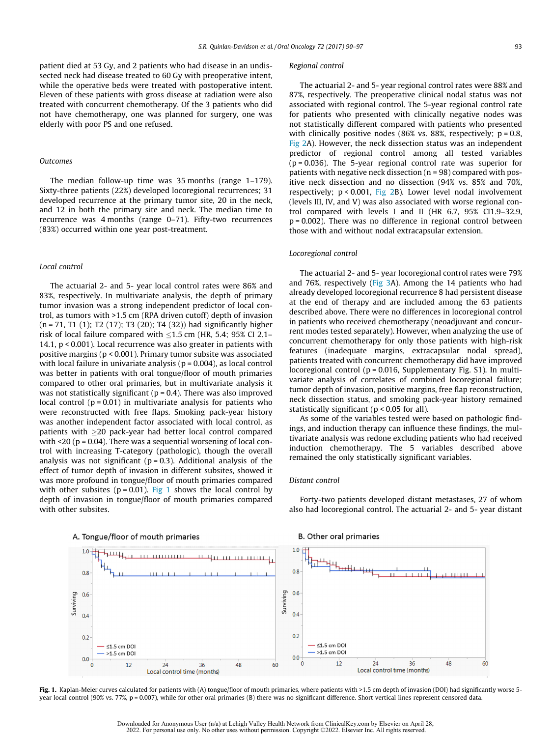patient died at 53 Gy, and 2 patients who had disease in an undissected neck had disease treated to 60 Gy with preoperative intent, while the operative beds were treated with postoperative intent. Eleven of these patients with gross disease at radiation were also treated with concurrent chemotherapy. Of the 3 patients who did not have chemotherapy, one was planned for surgery, one was elderly with poor PS and one refused.

### Outcomes

The median follow-up time was 35 months (range 1–179). Sixty-three patients (22%) developed locoregional recurrences; 31 developed recurrence at the primary tumor site, 20 in the neck, and 12 in both the primary site and neck. The median time to recurrence was 4 months (range 0–71). Fifty-two recurrences (83%) occurred within one year post-treatment.

### Local control

The actuarial 2- and 5- year local control rates were 86% and 83%, respectively. In multivariate analysis, the depth of primary tumor invasion was a strong independent predictor of local control, as tumors with >1.5 cm (RPA driven cutoff) depth of invasion (n = 71, T1 (1); T2 (17); T3 (20); T4 (32)) had significantly higher risk of local failure compared with ≤1.5 cm (HR, 5.4; 95% CI 2.1–14.1, p < 0.001). Local recurrence was also greater in patients with positive margins (p < 0.001). Primary tumor subsite was associated with local failure in univariate analysis (p = 0.004), as local control was better in patients with oral tongue/floor of mouth primaries compared to other oral primaries, but in multivariate analysis it was not statistically significant (p = 0.4). There was also improved local control (p = 0.01) in multivariate analysis for patients who were reconstructed with free flaps. Smoking pack-year history was another independent factor associated with local control, as patients with ≥20 pack-year had better local control compared with <20 (p = 0.04). There was a sequential worsening of local control with increasing T-category (pathologic), though the overall analysis was not significant (p = 0.3). Additional analysis of the effect of tumor depth of invasion in different subsites, showed it was more profound in tongue/floor of mouth primaries compared with other subsites (p = 0.01). Fig 1 shows the local control by depth of invasion in tongue/floor of mouth primaries compared with other subsites.

### Regional control

The actuarial 2- and 5- year regional control rates were 88% and 87%, respectively. The preoperative clinical nodal status was not associated with regional control. The 5-year regional control rate for patients who presented with clinically negative nodes was not statistically different compared with patients who presented with clinically positive nodes (86% vs. 88%, respectively; p = 0.8, Fig 2A). However, the neck dissection status was an independent predictor of regional control among all tested variables (p = 0.036). The 5-year regional control rate was superior for patients with negative neck dissection (n = 98) compared with positive neck dissection and no dissection (94% vs. 85% and 70%, respectively; p < 0.001, Fig 2B). Lower level nodal involvement (levels III, IV, and V) was also associated with worse regional control compared with levels I and II (HR 6.7, 95% CI1.9–32.9, p = 0.002). There was no difference in regional control between those with and without nodal extracapsular extension.

### Locoregional control

The actuarial 2- and 5- year locoregional control rates were 79% and 76%, respectively (Fig 3A). Among the 14 patients who had already developed locoregional recurrence 8 had persistent disease at the end of therapy and are included among the 63 patients described above. There were no differences in locoregional control in patients who received chemotherapy (neoadjuvant and concurrent modes tested separately). However, when analyzing the use of concurrent chemotherapy for only those patients with high-risk features (inadequate margins, extracapsular nodal spread), patients treated with concurrent chemotherapy did have improved locoregional control (p = 0.016, Supplementary Fig. S1). In multivariate analysis of correlates of combined locoregional failure; tumor depth of invasion, positive margins, free flap reconstruction, neck dissection status, and smoking pack-year history remained statistically significant (p < 0.05 for all).

As some of the variables tested were based on pathologic findings, and induction therapy can influence these findings, the multivariate analysis was redone excluding patients who had received induction chemotherapy. The 5 variables described above remained the only statistically significant variables.

### Distant control

Forty-two patients developed distant metastases, 27 of whom also had locoregional control. The actuarial 2- and 5- year distant

**Fig. 1.** Kaplan-Meier curves calculated for patients with (A) tongue/floor of mouth primaries, where patients with >1.5 cm depth of invasion (DOI) had significantly worse 5-year local control (90% vs. 77%, p = 0.007), while for other oral primaries (B) there was no significant difference. Short vertical lines represent censored data.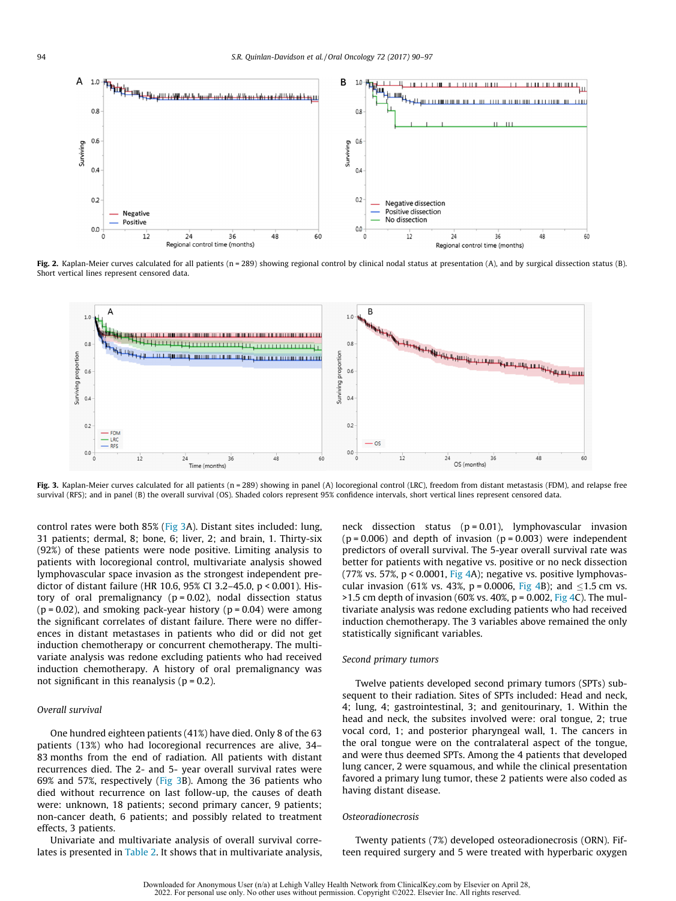Fig. 2. Kaplan-Meier curves calculated for all patients (n = 289) showing regional control by clinical nodal status at presentation (A), and by surgical dissection status (B). Short vertical lines represent censored data.

Fig. 3. Kaplan-Meier curves calculated for all patients (n = 289) showing in panel (A) locoregional control (LRC), freedom from distant metastasis (FDM), and relapse free survival (RFS); and in panel (B) the overall survival (OS). Shaded colors represent 95% confidence intervals, short vertical lines represent censored data.

control rates were both 85% (Fig 3A). Distant sites included: lung, 31 patients; dermal, 8; bone, 6; liver, 2; and brain, 1. Thirty-six (92%) of these patients were node positive. Limiting analysis to patients with locoregional control, multivariate analysis showed lymphovascular space invasion as the strongest independent predictor of distant failure (HR 10.6, 95% CI 3.2–45.0, $p < 0.001$). History of oral premalignancy ($p = 0.02$), nodal dissection status ($p = 0.02$), and smoking pack-year history ($p = 0.04$) were among the significant correlates of distant failure. There were no differences in distant metastases in patients who did or did not get induction chemotherapy or concurrent chemotherapy. The multivariate analysis was redone excluding patients who had received induction chemotherapy. A history of oral premalignancy was not significant in this reanalysis ($p = 0.2$).

### Overall survival

One hundred eighteen patients (41%) have died. Only 8 of the 63 patients (13%) who had locoregional recurrences are alive, 34–83 months from the end of radiation. All patients with distant recurrences died. The 2- and 5- year overall survival rates were 69% and 57%, respectively (Fig 3B). Among the 36 patients who died without recurrence on last follow-up, the causes of death were: unknown, 18 patients; second primary cancer, 9 patients; non-cancer death, 6 patients; and possibly related to treatment effects, 3 patients.

Univariate and multivariate analysis of overall survival correlates is presented in Table 2. It shows that in multivariate analysis, neck dissection status ($p = 0.01$), lymphovascular invasion ($p = 0.006$) and depth of invasion ($p = 0.003$) were independent predictors of overall survival. The 5-year overall survival rate was better for patients with negative vs. positive or no neck dissection (77% vs. 57%, $p < 0.0001$, Fig 4A); negative vs. positive lymphovascular invasion (61% vs. 43%, $p = 0.0006$, Fig 4B); and $\leq$1.5 cm vs. >1.5 cm depth of invasion (60% vs. 40%, $p = 0.002$, Fig 4C). The multivariate analysis was redone excluding patients who had received induction chemotherapy. The 3 variables above remained the only statistically significant variables.

### Second primary tumors

Twelve patients developed second primary tumors (SPTs) subsequent to their radiation. Sites of SPTs included: Head and neck, 4; lung, 4; gastrointestinal, 3; and genitourinary, 1. Within the head and neck, the subsites involved were: oral tongue, 2; true vocal cord, 1; and posterior pharyngeal wall, 1. The cancers in the oral tongue were on the contralateral aspect of the tongue, and were thus deemed SPTs. Among the 4 patients that developed lung cancer, 2 were squamous, and while the clinical presentation favored a primary lung tumor, these 2 patients were also coded as having distant disease.

### Osteoradionecrosis

Twenty patients (7%) developed osteoradionecrosis (ORN). Fifteen required surgery and 5 were treated with hyperbaric oxygen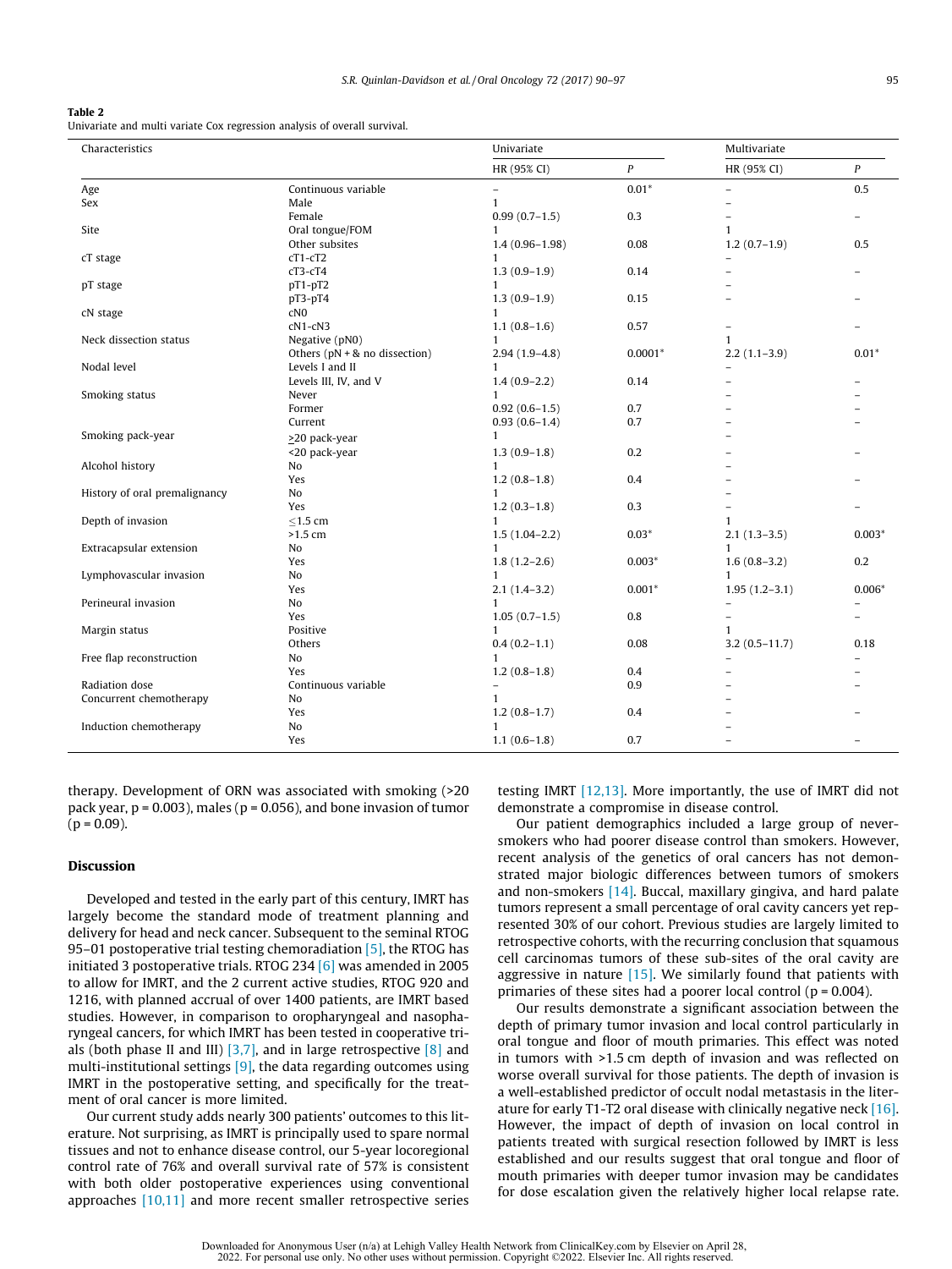**Table 2**
Univariate and multi variate Cox regression analysis of overall survival.

| Characteristics | | Univariate | | Multivariate | |
|---|---|---|---|---|---|
| | | HR (95% CI) | P | HR (95% CI) | P |
| Age | Continuous variable | – | 0.01* | – | 0.5 |
| Sex | Male | 1 | | – | |
| | Female | 0.99 (0.7–1.5) | 0.3 | – | – |
| Site | Oral tongue/FOM | 1 | | 1 | |
| | Other subsites | 1.4 (0.96–1.98) | 0.08 | 1.2 (0.7–1.9) | 0.5 |
| cT stage | cT1-cT2 | 1 | | – | |
| | cT3-cT4 | 1.3 (0.9–1.9) | 0.14 | – | – |
| pT stage | pT1-pT2 | 1 | | – | |
| | pT3-pT4 | 1.3 (0.9–1.9) | 0.15 | – | – |
| cN stage | cN0 | 1 | | | |
| | cN1-cN3 | 1.1 (0.8–1.6) | 0.57 | – | – |
| Neck dissection status | Negative (pN0) | 1 | | 1 | |
| | Others (pN + & no dissection) | 2.94 (1.9–4.8) | 0.0001* | 2.2 (1.1–3.9) | 0.01* |
| Nodal level | Levels I and II | 1 | | – | |
| | Levels III, IV, and V | 1.4 (0.9–2.2) | 0.14 | – | – |
| Smoking status | Never | 1 | | – | – |
| | Former | 0.92 (0.6–1.5) | 0.7 | – | – |
| | Current | 0.93 (0.6–1.4) | 0.7 | – | – |
| Smoking pack-year | ≥20 pack-year | 1 | | – | |
| | <20 pack-year | 1.3 (0.9–1.8) | 0.2 | – | – |
| Alcohol history | No | 1 | | – | |
| | Yes | 1.2 (0.8–1.8) | 0.4 | – | – |
| History of oral premalignancy | No | 1 | | – | |
| | Yes | 1.2 (0.3–1.8) | 0.3 | – | – |
| Depth of invasion | ≤1.5 cm | 1 | | 1 | |
| | >1.5 cm | 1.5 (1.04–2.2) | 0.03* | 2.1 (1.3–3.5) | 0.003* |
| Extracapsular extension | No | 1 | | 1 | |
| | Yes | 1.8 (1.2–2.6) | 0.003* | 1.6 (0.8–3.2) | 0.2 |
| Lymphovascular invasion | No | 1 | | 1 | |
| | Yes | 2.1 (1.4–3.2) | 0.001* | 1.95 (1.2–3.1) | 0.006* |
| Perineural invasion | No | 1 | | – | – |
| | Yes | 1.05 (0.7–1.5) | 0.8 | – | – |
| Margin status | Positive | 1 | | 1 | |
| | Others | 0.4 (0.2–1.1) | 0.08 | 3.2 (0.5–11.7) | 0.18 |
| Free flap reconstruction | No | 1 | | – | – |
| | Yes | 1.2 (0.8–1.8) | 0.4 | – | – |
| Radiation dose | Continuous variable | – | 0.9 | – | – |
| Concurrent chemotherapy | No | 1 | | – | |
| | Yes | 1.2 (0.8–1.7) | 0.4 | – | – |
| Induction chemotherapy | No | 1 | | – | |
| | Yes | 1.1 (0.6–1.8) | 0.7 | – | – |

therapy. Development of ORN was associated with smoking (>20 pack year, p = 0.003), males (p = 0.056), and bone invasion of tumor (p = 0.09).

## Discussion

Developed and tested in the early part of this century, IMRT has largely become the standard mode of treatment planning and delivery for head and neck cancer. Subsequent to the seminal RTOG 95–01 postoperative trial testing chemoradiation [5], the RTOG has initiated 3 postoperative trials. RTOG 234 [6] was amended in 2005 to allow for IMRT, and the 2 current active studies, RTOG 920 and 1216, with planned accrual of over 1400 patients, are IMRT based studies. However, in comparison to oropharyngeal and nasopharyngeal cancers, for which IMRT has been tested in cooperative trials (both phase II and III) [3,7], and in large retrospective [8] and multi-institutional settings [9], the data regarding outcomes using IMRT in the postoperative setting, and specifically for the treatment of oral cancer is more limited.

Our current study adds nearly 300 patients' outcomes to this literature. Not surprising, as IMRT is principally used to spare normal tissues and not to enhance disease control, our 5-year locoregional control rate of 76% and overall survival rate of 57% is consistent with both older postoperative experiences using conventional approaches [10,11] and more recent smaller retrospective series testing IMRT [12,13]. More importantly, the use of IMRT did not demonstrate a compromise in disease control.

Our patient demographics included a large group of never-smokers who had poorer disease control than smokers. However, recent analysis of the genetics of oral cancers has not demonstrated major biologic differences between tumors of smokers and non-smokers [14]. Buccal, maxillary gingiva, and hard palate tumors represent a small percentage of oral cavity cancers yet represented 30% of our cohort. Previous studies are largely limited to retrospective cohorts, with the recurring conclusion that squamous cell carcinomas tumors of these sub-sites of the oral cavity are aggressive in nature [15]. We similarly found that patients with primaries of these sites had a poorer local control (p = 0.004).

Our results demonstrate a significant association between the depth of primary tumor invasion and local control particularly in oral tongue and floor of mouth primaries. This effect was noted in tumors with >1.5 cm depth of invasion and was reflected on worse overall survival for those patients. The depth of invasion is a well-established predictor of occult nodal metastasis in the literature for early T1-T2 oral disease with clinically negative neck [16]. However, the impact of depth of invasion on local control in patients treated with surgical resection followed by IMRT is less established and our results suggest that oral tongue and floor of mouth primaries with deeper tumor invasion may be candidates for dose escalation given the relatively higher local relapse rate.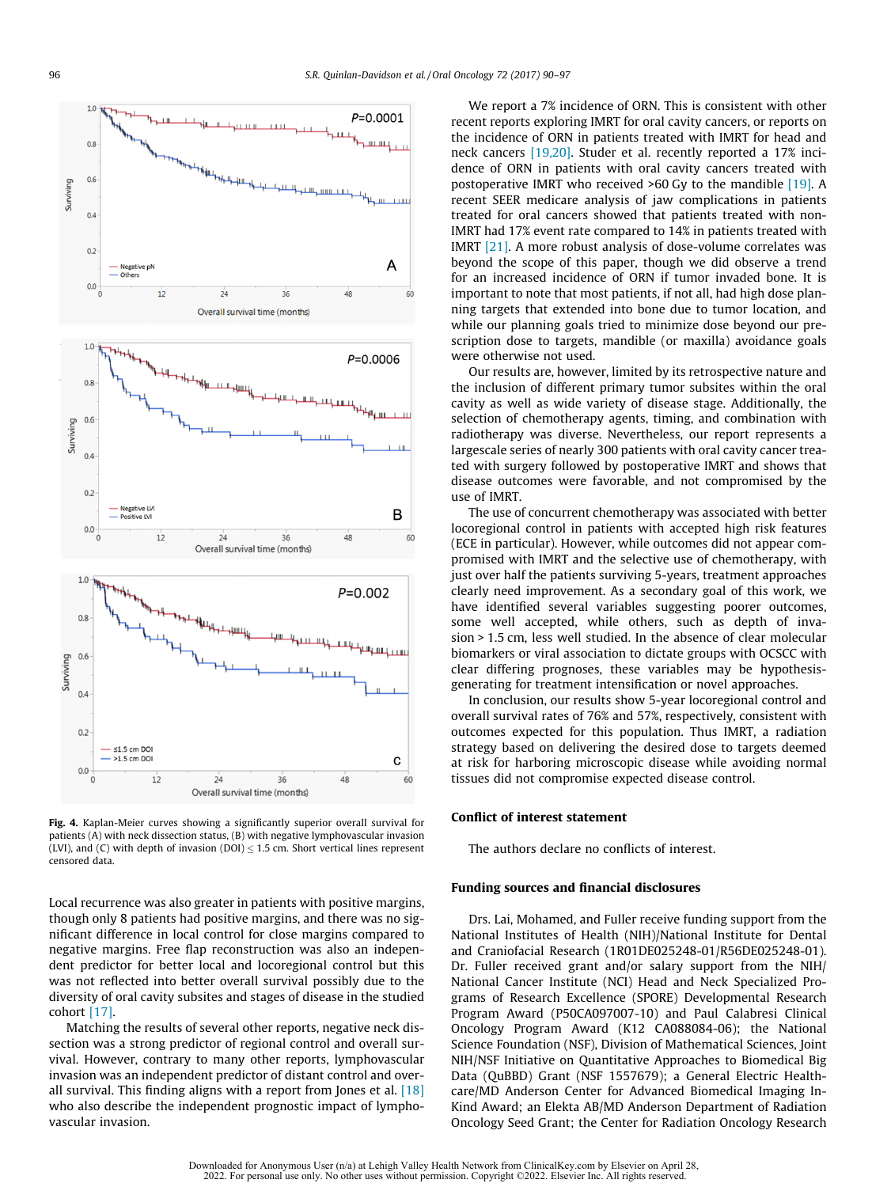Fig. 4. Kaplan-Meier curves showing a significantly superior overall survival for patients (A) with neck dissection status, (B) with negative lymphovascular invasion (LVI), and (C) with depth of invasion (DOI) ≤ 1.5 cm. Short vertical lines represent censored data.

Local recurrence was also greater in patients with positive margins, though only 8 patients had positive margins, and there was no significant difference in local control for close margins compared to negative margins. Free flap reconstruction was also an independent predictor for better local and locoregional control but this was not reflected into better overall survival possibly due to the diversity of oral cavity subsites and stages of disease in the studied cohort [17].

Matching the results of several other reports, negative neck dissection was a strong predictor of regional control and overall survival. However, contrary to many other reports, lymphovascular invasion was an independent predictor of distant control and overall survival. This finding aligns with a report from Jones et al. [18] who also describe the independent prognostic impact of lymphovascular invasion.

We report a 7% incidence of ORN. This is consistent with other recent reports exploring IMRT for oral cavity cancers, or reports on the incidence of ORN in patients treated with IMRT for head and neck cancers [19,20]. Studer et al. recently reported a 17% incidence of ORN in patients with oral cavity cancers treated with postoperative IMRT who received >60 Gy to the mandible [19]. A recent SEER medicare analysis of jaw complications in patients treated for oral cancers showed that patients treated with non-IMRT had 17% event rate compared to 14% in patients treated with IMRT [21]. A more robust analysis of dose-volume correlates was beyond the scope of this paper, though we did observe a trend for an increased incidence of ORN if tumor invaded bone. It is important to note that most patients, if not all, had high dose planning targets that extended into bone due to tumor location, and while our planning goals tried to minimize dose beyond our prescription dose to targets, mandible (or maxilla) avoidance goals were otherwise not used.

Our results are, however, limited by its retrospective nature and the inclusion of different primary tumor subsites within the oral cavity as well as wide variety of disease stage. Additionally, the selection of chemotherapy agents, timing, and combination with radiotherapy was diverse. Nevertheless, our report represents a largescale series of nearly 300 patients with oral cavity cancer treated with surgery followed by postoperative IMRT and shows that disease outcomes were favorable, and not compromised by the use of IMRT.

The use of concurrent chemotherapy was associated with better locoregional control in patients with accepted high risk features (ECE in particular). However, while outcomes did not appear compromised with IMRT and the selective use of chemotherapy, with just over half the patients surviving 5-years, treatment approaches clearly need improvement. As a secondary goal of this work, we have identified several variables suggesting poorer outcomes, some well accepted, while others, such as depth of invasion > 1.5 cm, less well studied. In the absence of clear molecular biomarkers or viral association to dictate groups with OCSCC with clear differing prognoses, these variables may be hypothesis-generating for treatment intensification or novel approaches.

In conclusion, our results show 5-year locoregional control and overall survival rates of 76% and 57%, respectively, consistent with outcomes expected for this population. Thus IMRT, a radiation strategy based on delivering the desired dose to targets deemed at risk for harboring microscopic disease while avoiding normal tissues did not compromise expected disease control.

## Conflict of interest statement

The authors declare no conflicts of interest.

## Funding sources and financial disclosures

Drs. Lai, Mohamed, and Fuller receive funding support from the National Institutes of Health (NIH)/National Institute for Dental and Craniofacial Research (1R01DE025248-01/R56DE025248-01). Dr. Fuller received grant and/or salary support from the NIH/National Cancer Institute (NCI) Head and Neck Specialized Programs of Research Excellence (SPORE) Developmental Research Program Award (P50CA097007-10) and Paul Calabresi Clinical Oncology Program Award (K12 CA088084-06); the National Science Foundation (NSF), Division of Mathematical Sciences, Joint NIH/NSF Initiative on Quantitative Approaches to Biomedical Big Data (QuBBD) Grant (NSF 1557679); a General Electric Healthcare/MD Anderson Center for Advanced Biomedical Imaging In-Kind Award; an Elekta AB/MD Anderson Department of Radiation Oncology Seed Grant; the Center for Radiation Oncology Research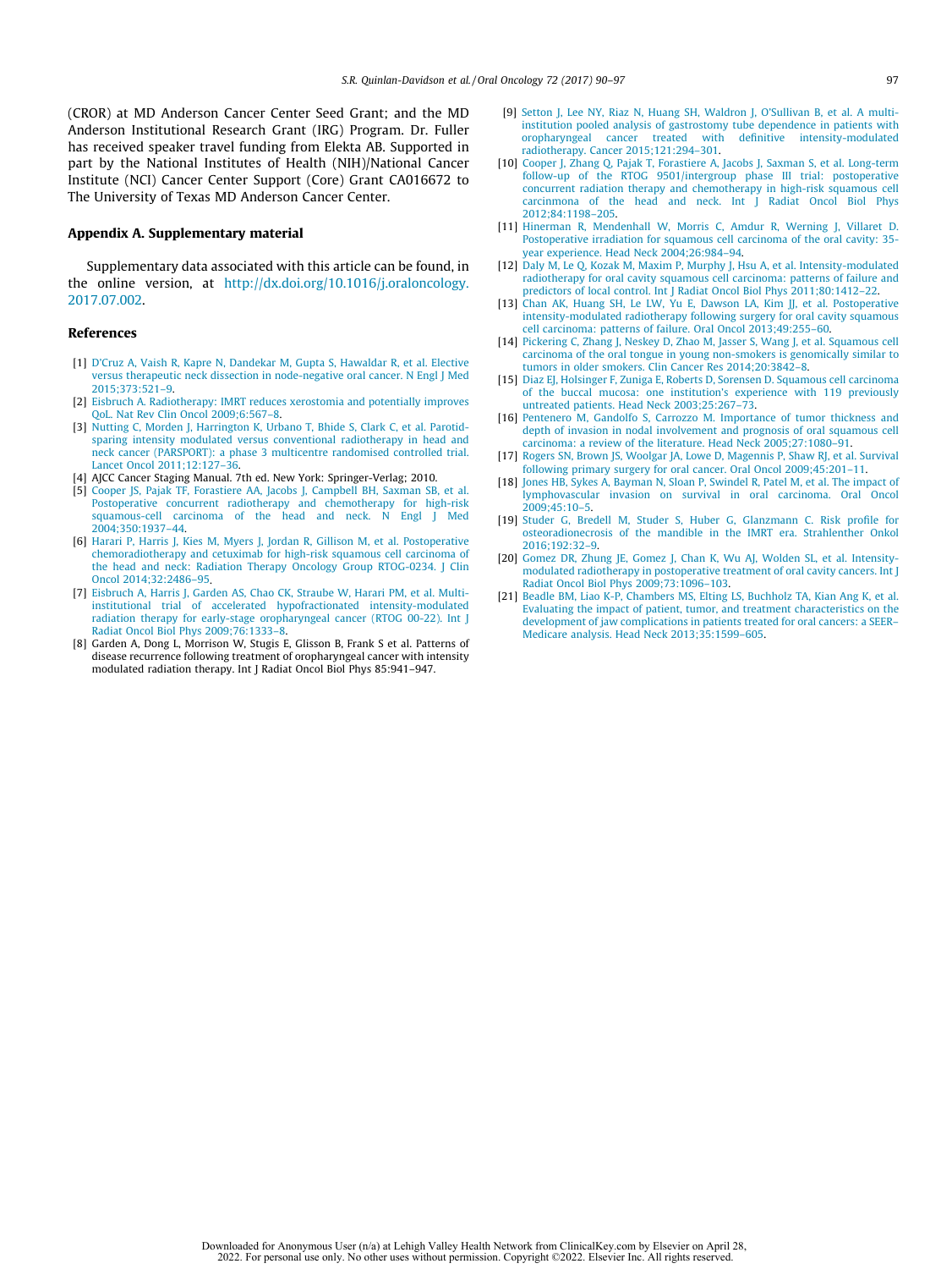(CROR) at MD Anderson Cancer Center Seed Grant; and the MD Anderson Institutional Research Grant (IRG) Program. Dr. Fuller has received speaker travel funding from Elekta AB. Supported in part by the National Institutes of Health (NIH)/National Cancer Institute (NCI) Cancer Center Support (Core) Grant CA016672 to The University of Texas MD Anderson Cancer Center.

## Appendix A. Supplementary material

Supplementary data associated with this article can be found, in the online version, at http://dx.doi.org/10.1016/j.oraloncology.2017.07.002.

## References

[1] D'Cruz A, Vaish R, Kapre N, Dandekar M, Gupta S, Hawaldar R, et al. Elective versus therapeutic neck dissection in node-negative oral cancer. N Engl J Med 2015;373:521–9.

[2] Eisbruch A. Radiotherapy: IMRT reduces xerostomia and potentially improves QoL. Nat Rev Clin Oncol 2009;6:567–8.

[3] Nutting C, Morden J, Harrington K, Urbano T, Bhide S, Clark C, et al. Parotid-sparing intensity modulated versus conventional radiotherapy in head and neck cancer (PARSPORT): a phase 3 multicentre randomised controlled trial. Lancet Oncol 2011;12:127–36.

[4] AJCC Cancer Staging Manual. 7th ed. New York: Springer-Verlag; 2010.

[5] Cooper JS, Pajak TF, Forastiere AA, Jacobs J, Campbell BH, Saxman SB, et al. Postoperative concurrent radiotherapy and chemotherapy for high-risk squamous-cell carcinoma of the head and neck. N Engl J Med 2004;350:1937–44.

[6] Harari P, Harris J, Kies M, Myers J, Jordan R, Gillison M, et al. Postoperative chemoradiotherapy and cetuximab for high-risk squamous cell carcinoma of the head and neck: Radiation Therapy Oncology Group RTOG-0234. J Clin Oncol 2014;32:2486–95.

[7] Eisbruch A, Harris J, Garden AS, Chao CK, Straube W, Harari PM, et al. Multi-institutional trial of accelerated hypofractionated intensity-modulated radiation therapy for early-stage oropharyngeal cancer (RTOG 00-22). Int J Radiat Oncol Biol Phys 2009;76:1333–8.

[8] Garden A, Dong L, Morrison W, Stugis E, Glisson B, Frank S et al. Patterns of disease recurrence following treatment of oropharyngeal cancer with intensity modulated radiation therapy. Int J Radiat Oncol Biol Phys 85:941–947.

[9] Setton J, Lee NY, Riaz N, Huang SH, Waldron J, O'Sullivan B, et al. A multi-institution pooled analysis of gastrostomy tube dependence in patients with oropharyngeal cancer treated with definitive intensity-modulated radiotherapy. Cancer 2015;121:294–301.

[10] Cooper J, Zhang Q, Pajak T, Forastiere A, Jacobs J, Saxman S, et al. Long-term follow-up of the RTOG 9501/intergroup phase III trial: postoperative concurrent radiation therapy and chemotherapy in high-risk squamous cell carcinmona of the head and neck. Int J Radiat Oncol Biol Phys 2012;84:1198–205.

[11] Hinerman R, Mendenhall W, Morris C, Amdur R, Werning J, Villaret D. Postoperative irradiation for squamous cell carcinoma of the oral cavity: 35-year experience. Head Neck 2004;26:984–94.

[12] Daly M, Le Q, Kozak M, Maxim P, Murphy J, Hsu A, et al. Intensity-modulated radiotherapy for oral cavity squamous cell carcinoma: patterns of failure and predictors of local control. Int J Radiat Oncol Biol Phys 2011;80:1412–22.

[13] Chan AK, Huang SH, Le LW, Yu E, Dawson LA, Kim JJ, et al. Postoperative intensity-modulated radiotherapy following surgery for oral cavity squamous cell carcinoma: patterns of failure. Oral Oncol 2013;49:255–60.

[14] Pickering C, Zhang J, Neskey D, Zhao M, Jasser S, Wang J, et al. Squamous cell carcinoma of the oral tongue in young non-smokers is genomically similar to tumors in older smokers. Clin Cancer Res 2014;20:3842–8.

[15] Diaz EJ, Holsinger F, Zuniga E, Roberts D, Sorensen D. Squamous cell carcinoma of the buccal mucosa: one institution's experience with 119 previously untreated patients. Head Neck 2003;25:267–73.

[16] Pentenero M, Gandolfo S, Carrozzo M. Importance of tumor thickness and depth of invasion in nodal involvement and prognosis of oral squamous cell carcinoma: a review of the literature. Head Neck 2005;27:1080–91.

[17] Rogers SN, Brown JS, Woolgar JA, Lowe D, Magennis P, Shaw RJ, et al. Survival following primary surgery for oral cancer. Oral Oncol 2009;45:201–11.

[18] Jones HB, Sykes A, Bayman N, Sloan P, Swindel R, Patel M, et al. The impact of lymphovascular invasion on survival in oral carcinoma. Oral Oncol 2009;45:10–5.

[19] Studer G, Bredell M, Studer S, Huber G, Glanzmann C. Risk profile for osteoradionecrosis of the mandible in the IMRT era. Strahlenther Onkol 2016;192:32–9.

[20] Gomez DR, Zhung JE, Gomez J, Chan K, Wu AJ, Wolden SL, et al. Intensity-modulated radiotherapy in postoperative treatment of oral cavity cancers. Int J Radiat Oncol Biol Phys 2009;73:1096–103.

[21] Beadle BM, Liao K-P, Chambers MS, Elting LS, Buchholz TA, Kian Ang K, et al. Evaluating the impact of patient, tumor, and treatment characteristics on the development of jaw complications in patients treated for oral cancers: a SEER-Medicare analysis. Head Neck 2013;35:1599–605.